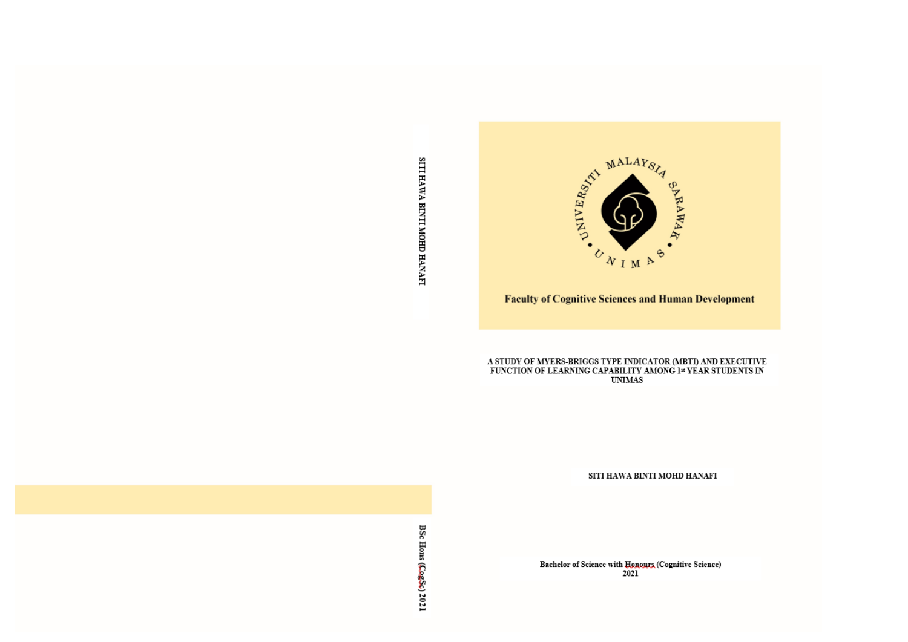UNIVERSITI MALAYSIA SARAWAK

UNIMAS

**Faculty of Cognitive Sciences and Human Development**

**A STUDY OF MYERS-BRIGGS TYPE INDICATOR (MBTI) AND EXECUTIVE FUNCTION OF LEARNING CAPABILITY AMONG 1st YEAR STUDENTS IN UNIMAS**

**SITI HAWA BINTI MOHD HANAFI**

**Bachelor of Science with Honours (Cognitive Science)**
**2021**

SITI HAWA BINTI MOHD HANAFI

BSc Hons (CogSc) 2021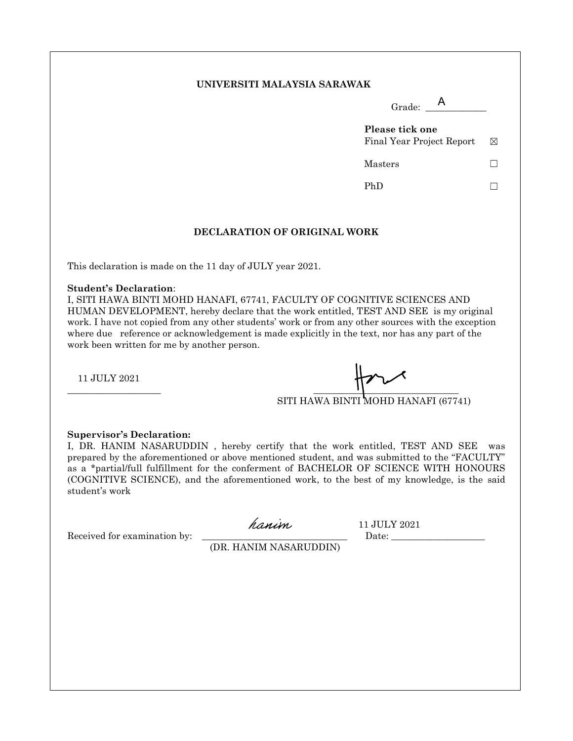**UNIVERSITI MALAYSIA SARAWAK**

Grade: A

**Please tick one**

Final Year Project Report ☒

Masters ☐

PhD ☐

**DECLARATION OF ORIGINAL WORK**

This declaration is made on the 11 day of JULY year 2021.

**Student's Declaration**:
I, SITI HAWA BINTI MOHD HANAFI, 67741, FACULTY OF COGNITIVE SCIENCES AND HUMAN DEVELOPMENT, hereby declare that the work entitled, TEST AND SEE is my original work. I have not copied from any other students' work or from any other sources with the exception where due reference or acknowledgement is made explicitly in the text, nor has any part of the work been written for me by another person.

11 JULY 2021

SITI HAWA BINTI MOHD HANAFI (67741)

**Supervisor's Declaration:**
I, DR. HANIM NASARUDDIN , hereby certify that the work entitled, TEST AND SEE was prepared by the aforementioned or above mentioned student, and was submitted to the "FACULTY" as a *partial/full fulfillment for the conferment of BACHELOR OF SCIENCE WITH HONOURS (COGNITIVE SCIENCE), and the aforementioned work, to the best of my knowledge, is the said student's work

Received for examination by: hanim (DR. HANIM NASARUDDIN)

Date: 11 JULY 2021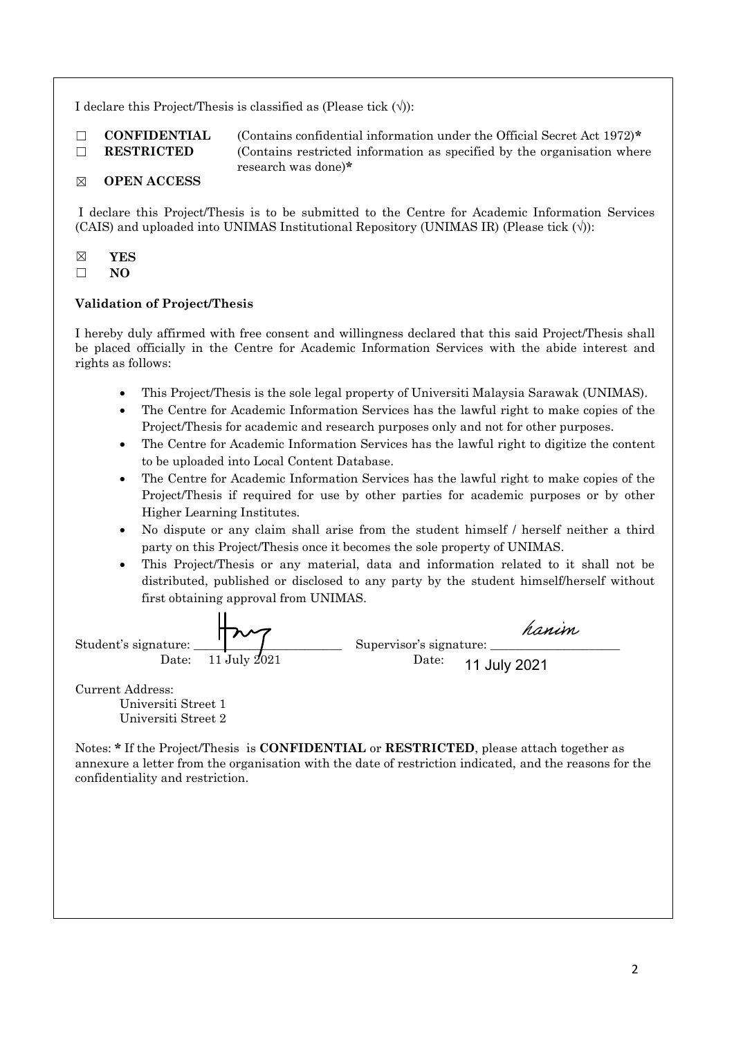I declare this Project/Thesis is classified as (Please tick (√)):

☐ **CONFIDENTIAL** (Contains confidential information under the Official Secret Act 1972)*
☐ **RESTRICTED** (Contains restricted information as specified by the organisation where research was done)*
☒ **OPEN ACCESS**

I declare this Project/Thesis is to be submitted to the Centre for Academic Information Services (CAIS) and uploaded into UNIMAS Institutional Repository (UNIMAS IR) (Please tick (√)):

☒ **YES**
☐ **NO**

**Validation of Project/Thesis**

I hereby duly affirmed with free consent and willingness declared that this said Project/Thesis shall be placed officially in the Centre for Academic Information Services with the abide interest and rights as follows:

- This Project/Thesis is the sole legal property of Universiti Malaysia Sarawak (UNIMAS).
- The Centre for Academic Information Services has the lawful right to make copies of the Project/Thesis for academic and research purposes only and not for other purposes.
- The Centre for Academic Information Services has the lawful right to digitize the content to be uploaded into Local Content Database.
- The Centre for Academic Information Services has the lawful right to make copies of the Project/Thesis if required for use by other parties for academic purposes or by other Higher Learning Institutes.
- No dispute or any claim shall arise from the student himself / herself neither a third party on this Project/Thesis once it becomes the sole property of UNIMAS.
- This Project/Thesis or any material, data and information related to it shall not be distributed, published or disclosed to any party by the student himself/herself without first obtaining approval from UNIMAS.

Student's signature: ______________________ Supervisor's signature: hanim ______________________
Date: 11 July 2021 Date: 11 July 2021

Current Address:
Universiti Street 1
Universiti Street 2

Notes: * If the Project/Thesis is **CONFIDENTIAL** or **RESTRICTED**, please attach together as annexure a letter from the organisation with the date of restriction indicated, and the reasons for the confidentiality and restriction.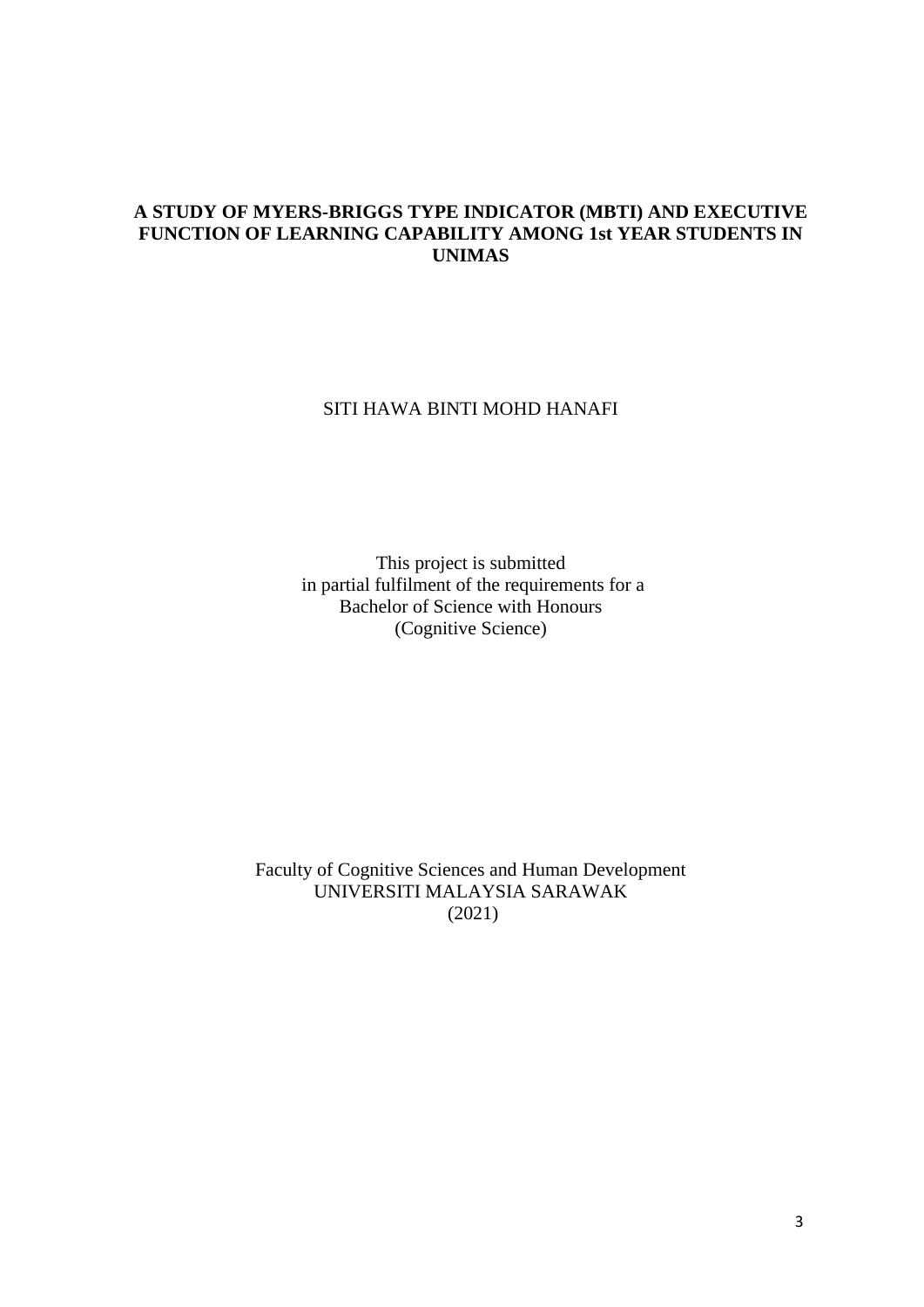# A STUDY OF MYERS-BRIGGS TYPE INDICATOR (MBTI) AND EXECUTIVE FUNCTION OF LEARNING CAPABILITY AMONG 1st YEAR STUDENTS IN UNIMAS

SITI HAWA BINTI MOHD HANAFI

This project is submitted
in partial fulfilment of the requirements for a
Bachelor of Science with Honours
(Cognitive Science)

Faculty of Cognitive Sciences and Human Development
UNIVERSITI MALAYSIA SARAWAK
(2021)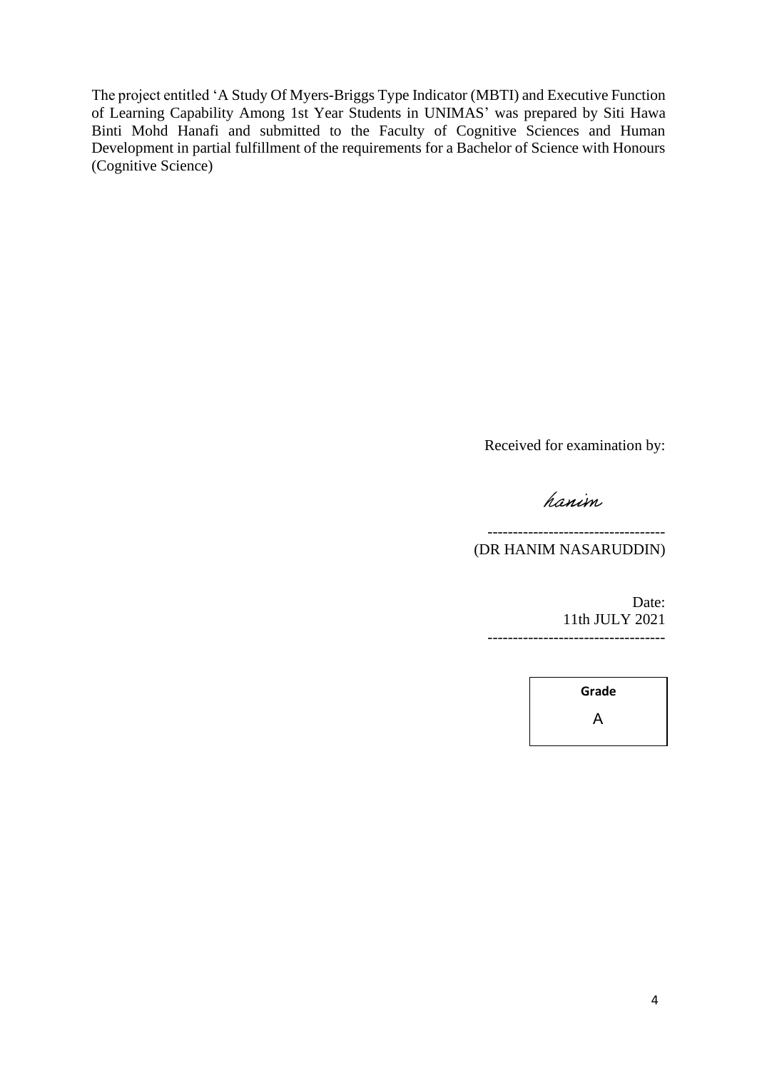The project entitled 'A Study Of Myers-Briggs Type Indicator (MBTI) and Executive Function of Learning Capability Among 1st Year Students in UNIMAS' was prepared by Siti Hawa Binti Mohd Hanafi and submitted to the Faculty of Cognitive Sciences and Human Development in partial fulfillment of the requirements for a Bachelor of Science with Honours (Cognitive Science)

Received for examination by:

*hanim*

-----------------------------------
(DR HANIM NASARUDDIN)

Date:
11th JULY 2021
-----------------------------------

| **Grade** |
| --- |
| A |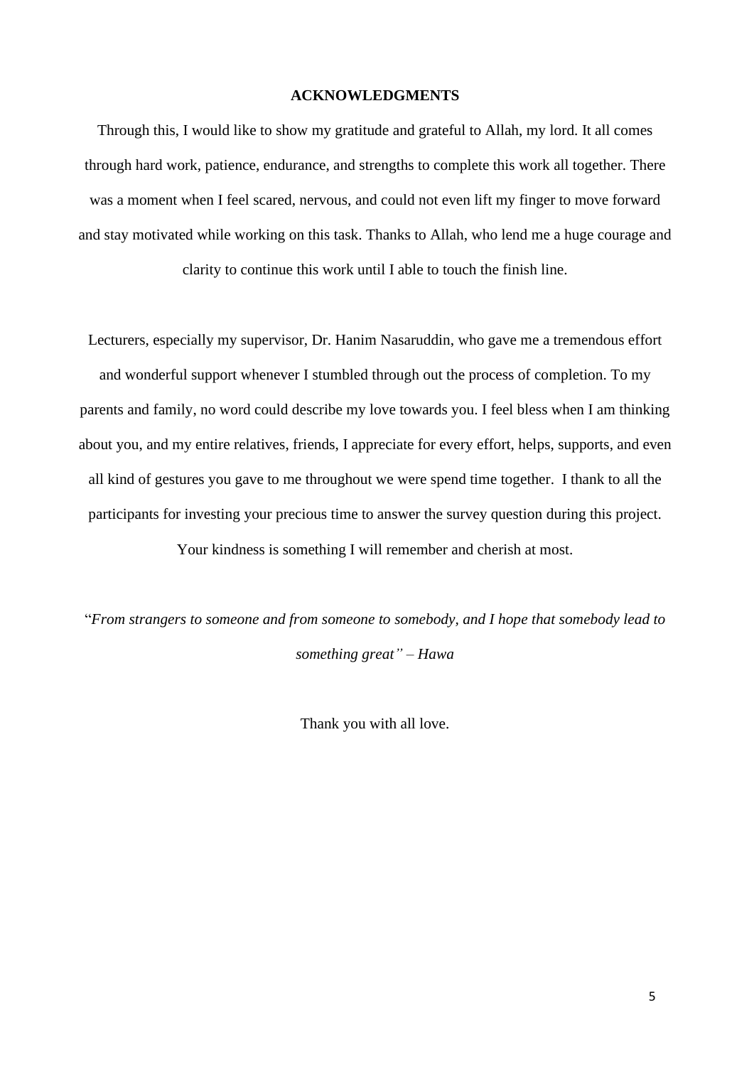## ACKNOWLEDGMENTS

Through this, I would like to show my gratitude and grateful to Allah, my lord. It all comes through hard work, patience, endurance, and strengths to complete this work all together. There was a moment when I feel scared, nervous, and could not even lift my finger to move forward and stay motivated while working on this task. Thanks to Allah, who lend me a huge courage and clarity to continue this work until I able to touch the finish line.

Lecturers, especially my supervisor, Dr. Hanim Nasaruddin, who gave me a tremendous effort and wonderful support whenever I stumbled through out the process of completion. To my parents and family, no word could describe my love towards you. I feel bless when I am thinking about you, and my entire relatives, friends, I appreciate for every effort, helps, supports, and even all kind of gestures you gave to me throughout we were spend time together. I thank to all the participants for investing your precious time to answer the survey question during this project. Your kindness is something I will remember and cherish at most.

"*From strangers to someone and from someone to somebody, and I hope that somebody lead to something great" – Hawa*

Thank you with all love.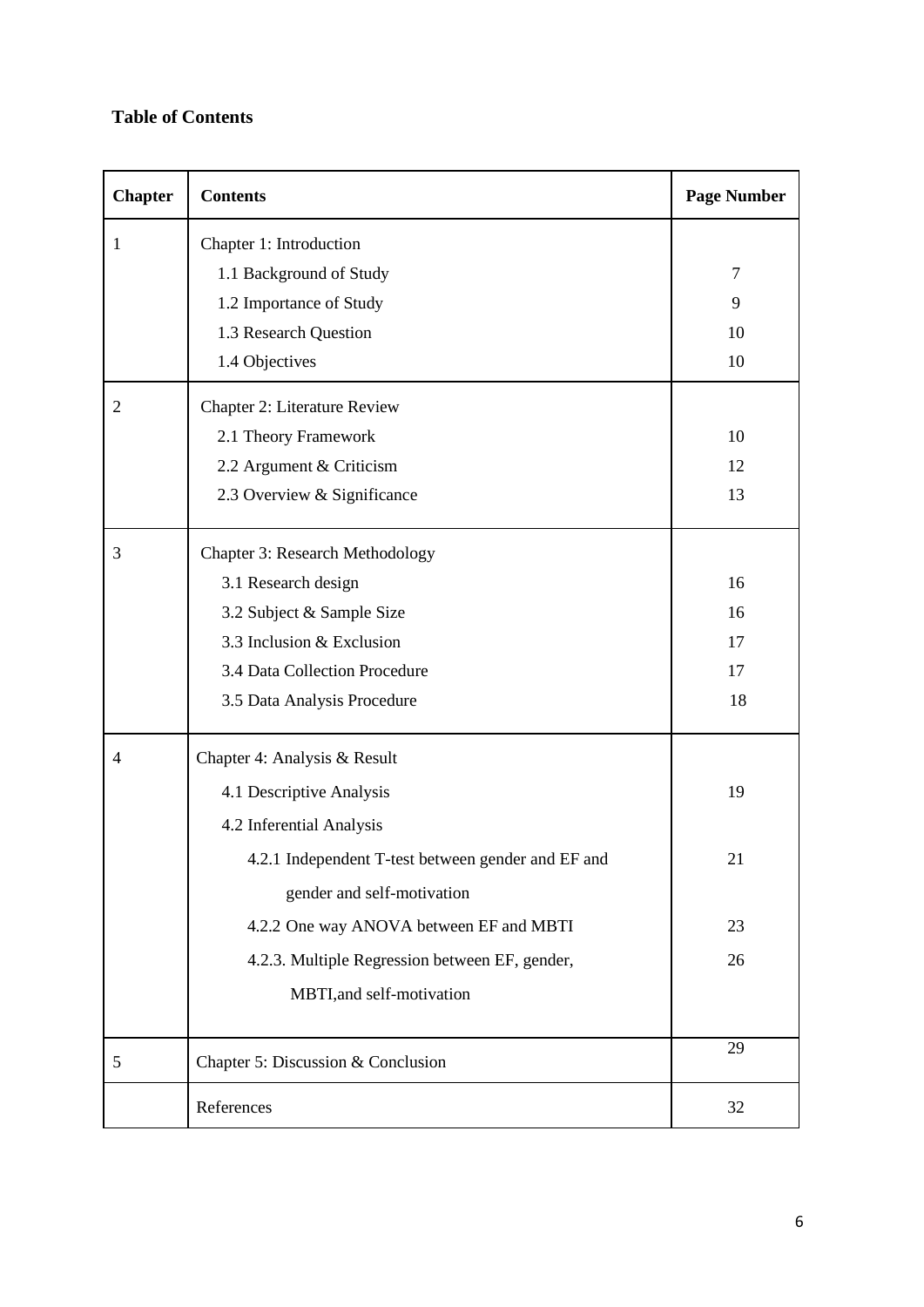**Table of Contents**

| Chapter | Contents | Page Number |
|---|---|---|
| 1 | Chapter 1: Introduction | |
| | 1.1 Background of Study | 7 |
| | 1.2 Importance of Study | 9 |
| | 1.3 Research Question | 10 |
| | 1.4 Objectives | 10 |
| 2 | Chapter 2: Literature Review | |
| | 2.1 Theory Framework | 10 |
| | 2.2 Argument & Criticism | 12 |
| | 2.3 Overview & Significance | 13 |
| 3 | Chapter 3: Research Methodology | |
| | 3.1 Research design | 16 |
| | 3.2 Subject & Sample Size | 16 |
| | 3.3 Inclusion & Exclusion | 17 |
| | 3.4 Data Collection Procedure | 17 |
| | 3.5 Data Analysis Procedure | 18 |
| 4 | Chapter 4: Analysis & Result | |
| | 4.1 Descriptive Analysis | 19 |
| | 4.2 Inferential Analysis | |
| | 4.2.1 Independent T-test between gender and EF and gender and self-motivation | 21 |
| | 4.2.2 One way ANOVA between EF and MBTI | 23 |
| | 4.2.3. Multiple Regression between EF, gender, MBTI,and self-motivation | 26 |
| 5 | Chapter 5: Discussion & Conclusion | 29 |
| | References | 32 |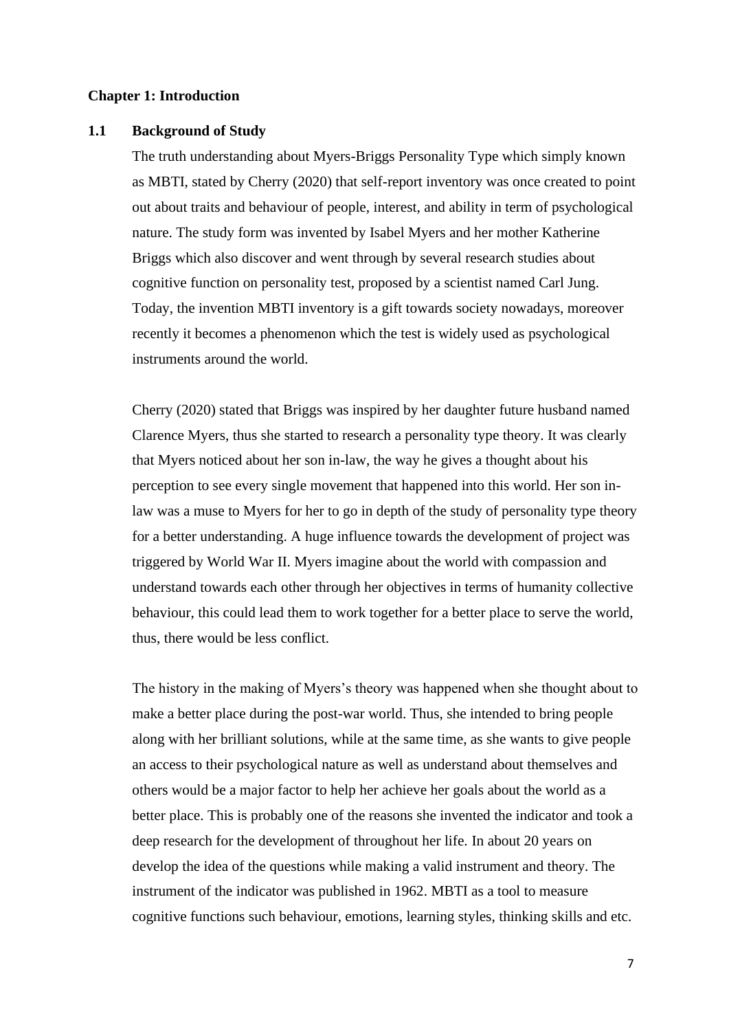## Chapter 1: Introduction

### 1.1 Background of Study

The truth understanding about Myers-Briggs Personality Type which simply known as MBTI, stated by Cherry (2020) that self-report inventory was once created to point out about traits and behaviour of people, interest, and ability in term of psychological nature. The study form was invented by Isabel Myers and her mother Katherine Briggs which also discover and went through by several research studies about cognitive function on personality test, proposed by a scientist named Carl Jung. Today, the invention MBTI inventory is a gift towards society nowadays, moreover recently it becomes a phenomenon which the test is widely used as psychological instruments around the world.

Cherry (2020) stated that Briggs was inspired by her daughter future husband named Clarence Myers, thus she started to research a personality type theory. It was clearly that Myers noticed about her son in-law, the way he gives a thought about his perception to see every single movement that happened into this world. Her son in-law was a muse to Myers for her to go in depth of the study of personality type theory for a better understanding. A huge influence towards the development of project was triggered by World War II. Myers imagine about the world with compassion and understand towards each other through her objectives in terms of humanity collective behaviour, this could lead them to work together for a better place to serve the world, thus, there would be less conflict.

The history in the making of Myers's theory was happened when she thought about to make a better place during the post-war world. Thus, she intended to bring people along with her brilliant solutions, while at the same time, as she wants to give people an access to their psychological nature as well as understand about themselves and others would be a major factor to help her achieve her goals about the world as a better place. This is probably one of the reasons she invented the indicator and took a deep research for the development of throughout her life. In about 20 years on develop the idea of the questions while making a valid instrument and theory. The instrument of the indicator was published in 1962. MBTI as a tool to measure cognitive functions such behaviour, emotions, learning styles, thinking skills and etc.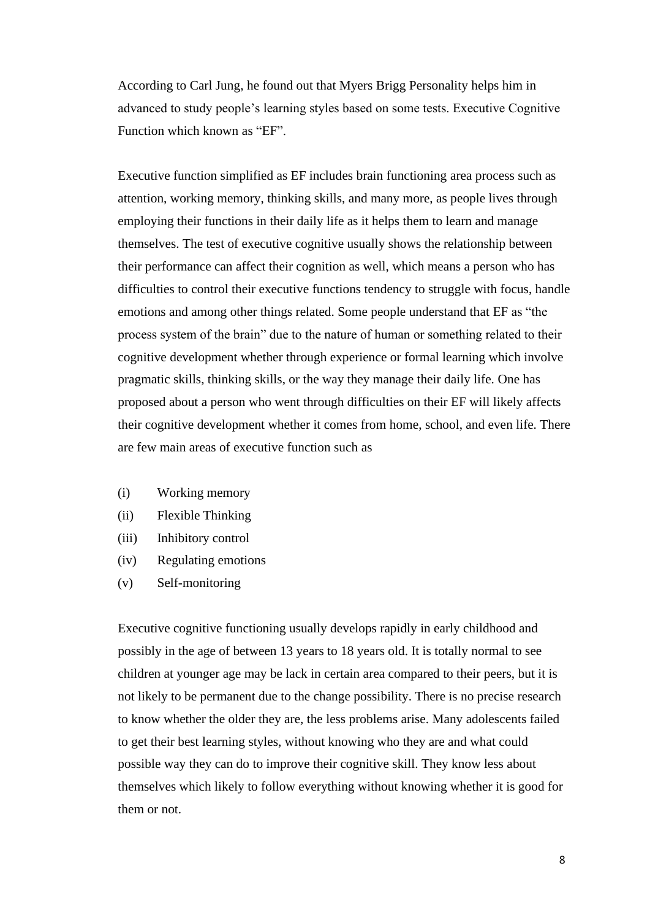According to Carl Jung, he found out that Myers Brigg Personality helps him in advanced to study people's learning styles based on some tests. Executive Cognitive Function which known as "EF".

Executive function simplified as EF includes brain functioning area process such as attention, working memory, thinking skills, and many more, as people lives through employing their functions in their daily life as it helps them to learn and manage themselves. The test of executive cognitive usually shows the relationship between their performance can affect their cognition as well, which means a person who has difficulties to control their executive functions tendency to struggle with focus, handle emotions and among other things related. Some people understand that EF as "the process system of the brain" due to the nature of human or something related to their cognitive development whether through experience or formal learning which involve pragmatic skills, thinking skills, or the way they manage their daily life. One has proposed about a person who went through difficulties on their EF will likely affects their cognitive development whether it comes from home, school, and even life. There are few main areas of executive function such as

(i) Working memory
(ii) Flexible Thinking
(iii) Inhibitory control
(iv) Regulating emotions
(v) Self-monitoring

Executive cognitive functioning usually develops rapidly in early childhood and possibly in the age of between 13 years to 18 years old. It is totally normal to see children at younger age may be lack in certain area compared to their peers, but it is not likely to be permanent due to the change possibility. There is no precise research to know whether the older they are, the less problems arise. Many adolescents failed to get their best learning styles, without knowing who they are and what could possible way they can do to improve their cognitive skill. They know less about themselves which likely to follow everything without knowing whether it is good for them or not.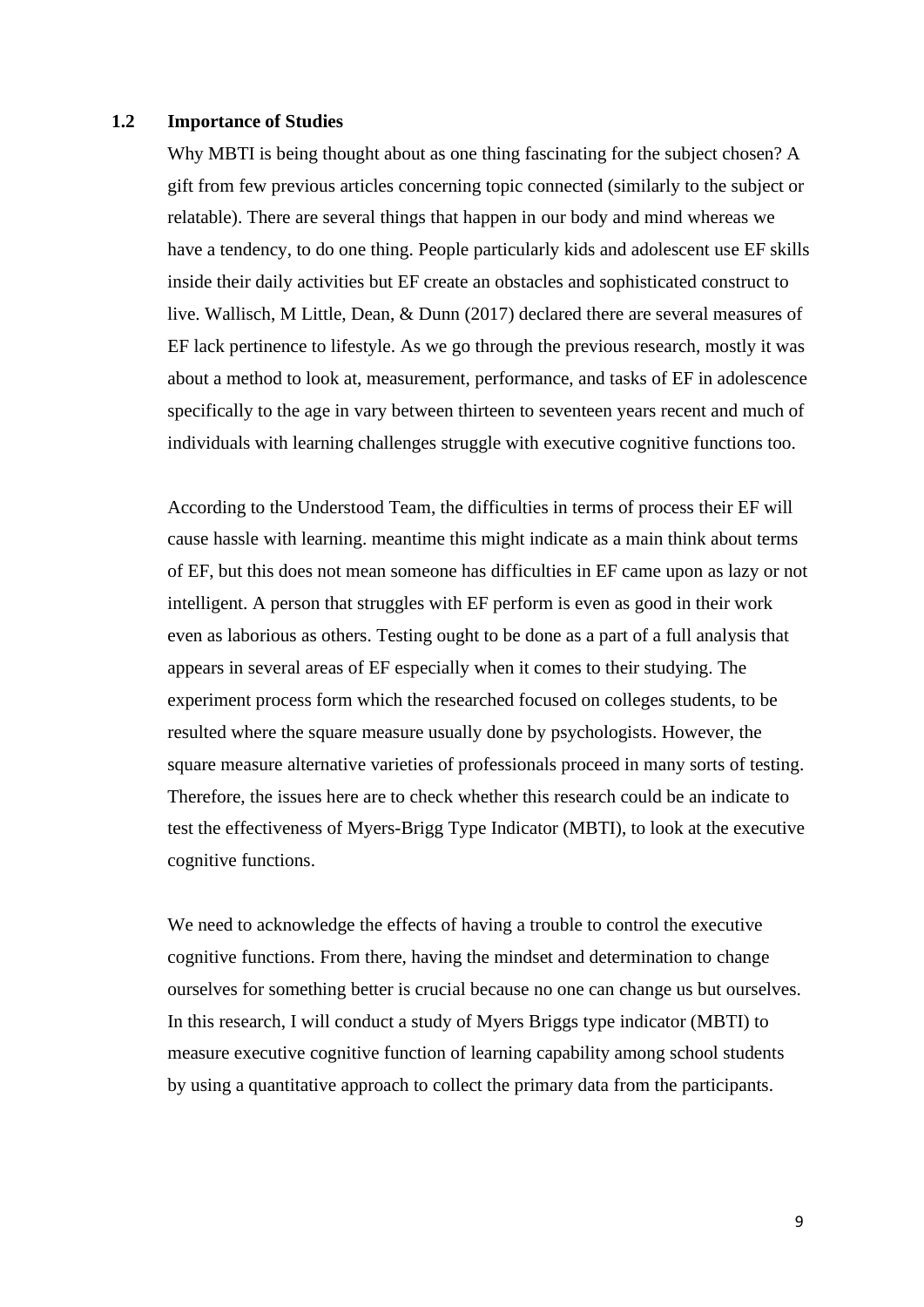## 1.2 Importance of Studies

Why MBTI is being thought about as one thing fascinating for the subject chosen? A gift from few previous articles concerning topic connected (similarly to the subject or relatable). There are several things that happen in our body and mind whereas we have a tendency, to do one thing. People particularly kids and adolescent use EF skills inside their daily activities but EF create an obstacles and sophisticated construct to live. Wallisch, M Little, Dean, & Dunn (2017) declared there are several measures of EF lack pertinence to lifestyle. As we go through the previous research, mostly it was about a method to look at, measurement, performance, and tasks of EF in adolescence specifically to the age in vary between thirteen to seventeen years recent and much of individuals with learning challenges struggle with executive cognitive functions too.

According to the Understood Team, the difficulties in terms of process their EF will cause hassle with learning. meantime this might indicate as a main think about terms of EF, but this does not mean someone has difficulties in EF came upon as lazy or not intelligent. A person that struggles with EF perform is even as good in their work even as laborious as others. Testing ought to be done as a part of a full analysis that appears in several areas of EF especially when it comes to their studying. The experiment process form which the researched focused on colleges students, to be resulted where the square measure usually done by psychologists. However, the square measure alternative varieties of professionals proceed in many sorts of testing. Therefore, the issues here are to check whether this research could be an indicate to test the effectiveness of Myers-Brigg Type Indicator (MBTI), to look at the executive cognitive functions.

We need to acknowledge the effects of having a trouble to control the executive cognitive functions. From there, having the mindset and determination to change ourselves for something better is crucial because no one can change us but ourselves. In this research, I will conduct a study of Myers Briggs type indicator (MBTI) to measure executive cognitive function of learning capability among school students by using a quantitative approach to collect the primary data from the participants.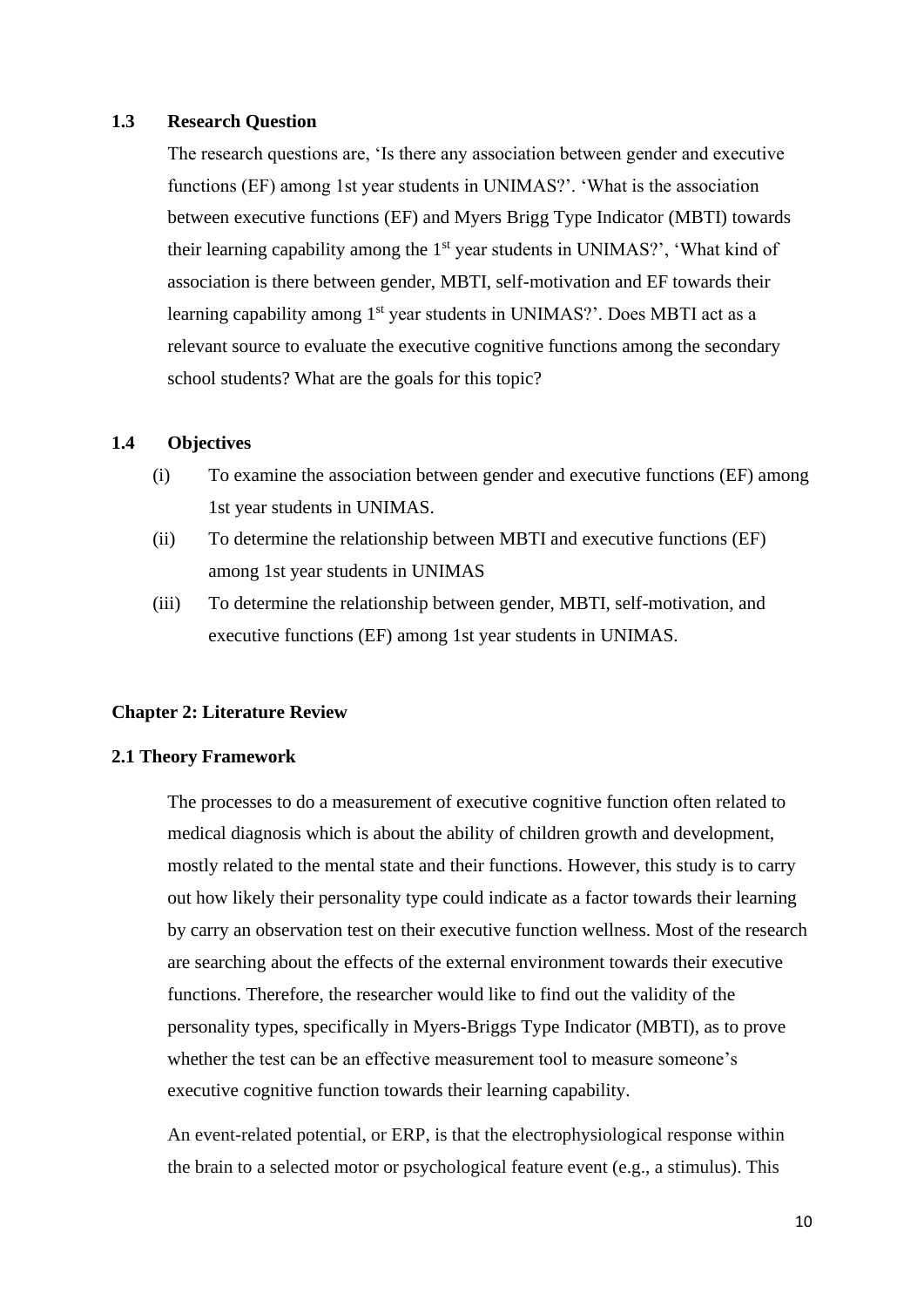### 1.3 Research Question

The research questions are, 'Is there any association between gender and executive functions (EF) among 1st year students in UNIMAS?'. 'What is the association between executive functions (EF) and Myers Brigg Type Indicator (MBTI) towards their learning capability among the 1st year students in UNIMAS?', 'What kind of association is there between gender, MBTI, self-motivation and EF towards their learning capability among 1st year students in UNIMAS?'. Does MBTI act as a relevant source to evaluate the executive cognitive functions among the secondary school students? What are the goals for this topic?

### 1.4 Objectives

(i) To examine the association between gender and executive functions (EF) among 1st year students in UNIMAS.

(ii) To determine the relationship between MBTI and executive functions (EF) among 1st year students in UNIMAS

(iii) To determine the relationship between gender, MBTI, self-motivation, and executive functions (EF) among 1st year students in UNIMAS.

## Chapter 2: Literature Review

### 2.1 Theory Framework

The processes to do a measurement of executive cognitive function often related to medical diagnosis which is about the ability of children growth and development, mostly related to the mental state and their functions. However, this study is to carry out how likely their personality type could indicate as a factor towards their learning by carry an observation test on their executive function wellness. Most of the research are searching about the effects of the external environment towards their executive functions. Therefore, the researcher would like to find out the validity of the personality types, specifically in Myers-Briggs Type Indicator (MBTI), as to prove whether the test can be an effective measurement tool to measure someone's executive cognitive function towards their learning capability.

An event-related potential, or ERP, is that the electrophysiological response within the brain to a selected motor or psychological feature event (e.g., a stimulus). This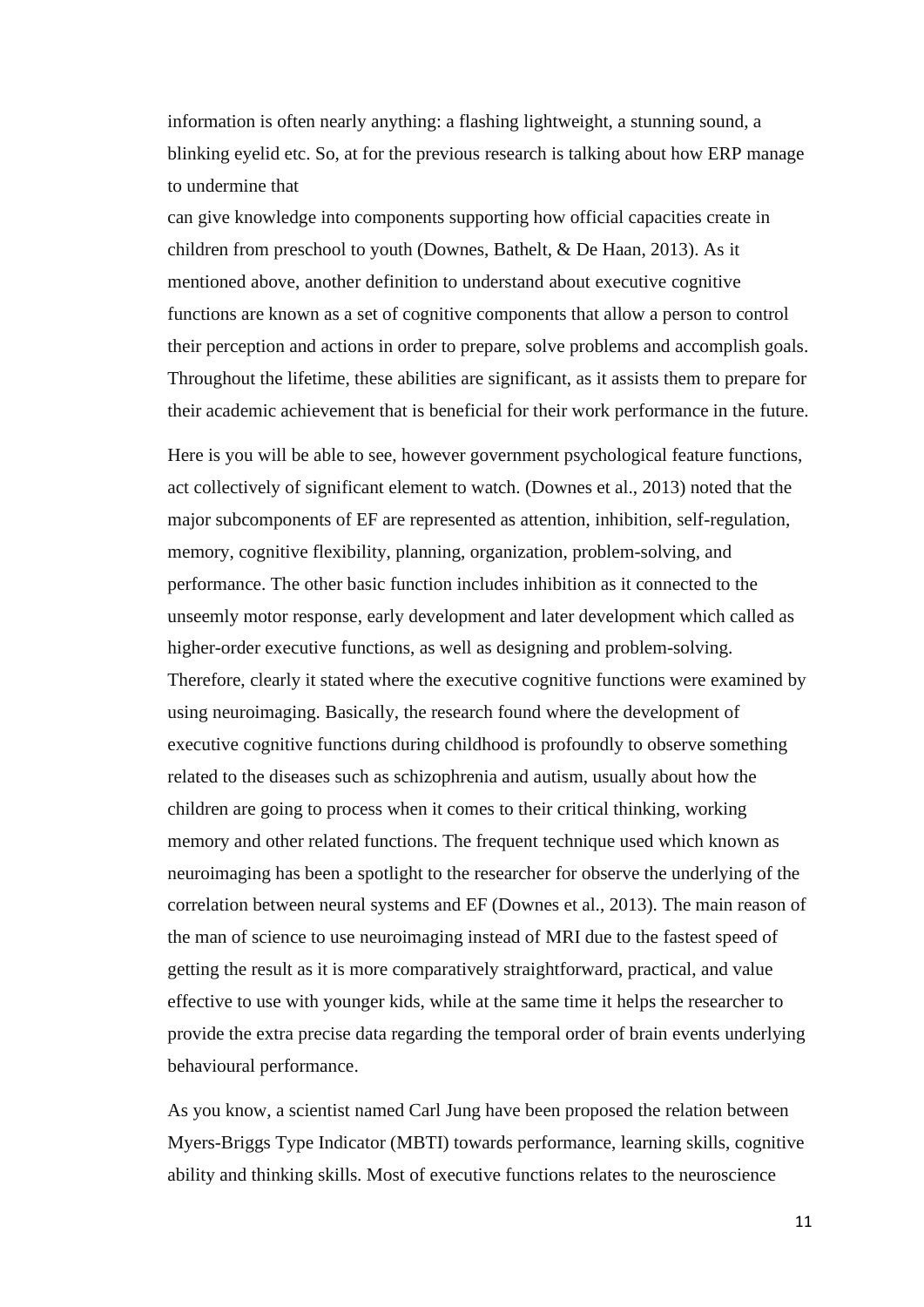information is often nearly anything: a flashing lightweight, a stunning sound, a blinking eyelid etc. So, at for the previous research is talking about how ERP manage to undermine that

can give knowledge into components supporting how official capacities create in children from preschool to youth (Downes, Bathelt, & De Haan, 2013). As it mentioned above, another definition to understand about executive cognitive functions are known as a set of cognitive components that allow a person to control their perception and actions in order to prepare, solve problems and accomplish goals. Throughout the lifetime, these abilities are significant, as it assists them to prepare for their academic achievement that is beneficial for their work performance in the future.

Here is you will be able to see, however government psychological feature functions, act collectively of significant element to watch. (Downes et al., 2013) noted that the major subcomponents of EF are represented as attention, inhibition, self-regulation, memory, cognitive flexibility, planning, organization, problem-solving, and performance. The other basic function includes inhibition as it connected to the unseemly motor response, early development and later development which called as higher-order executive functions, as well as designing and problem-solving. Therefore, clearly it stated where the executive cognitive functions were examined by using neuroimaging. Basically, the research found where the development of executive cognitive functions during childhood is profoundly to observe something related to the diseases such as schizophrenia and autism, usually about how the children are going to process when it comes to their critical thinking, working memory and other related functions. The frequent technique used which known as neuroimaging has been a spotlight to the researcher for observe the underlying of the correlation between neural systems and EF (Downes et al., 2013). The main reason of the man of science to use neuroimaging instead of MRI due to the fastest speed of getting the result as it is more comparatively straightforward, practical, and value effective to use with younger kids, while at the same time it helps the researcher to provide the extra precise data regarding the temporal order of brain events underlying behavioural performance.

As you know, a scientist named Carl Jung have been proposed the relation between Myers-Briggs Type Indicator (MBTI) towards performance, learning skills, cognitive ability and thinking skills. Most of executive functions relates to the neuroscience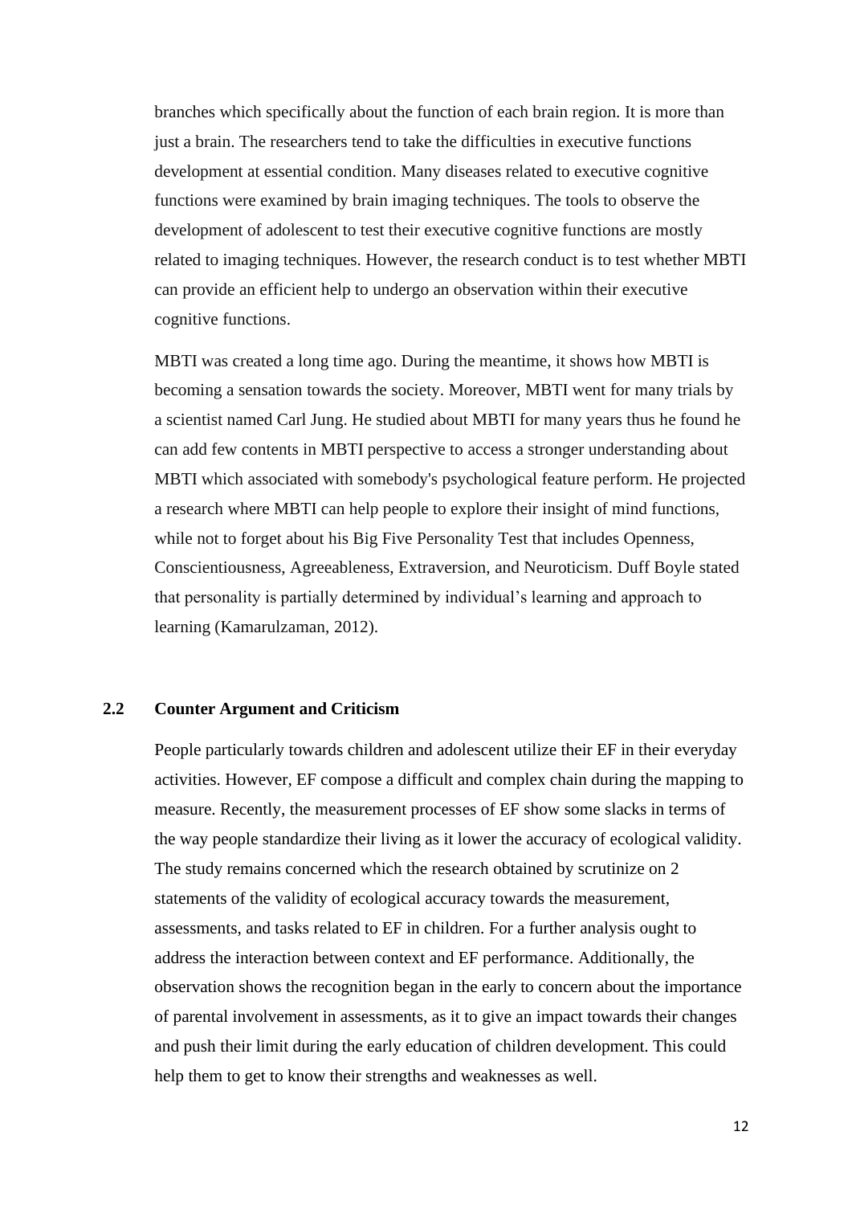branches which specifically about the function of each brain region. It is more than just a brain. The researchers tend to take the difficulties in executive functions development at essential condition. Many diseases related to executive cognitive functions were examined by brain imaging techniques. The tools to observe the development of adolescent to test their executive cognitive functions are mostly related to imaging techniques. However, the research conduct is to test whether MBTI can provide an efficient help to undergo an observation within their executive cognitive functions.

MBTI was created a long time ago. During the meantime, it shows how MBTI is becoming a sensation towards the society. Moreover, MBTI went for many trials by a scientist named Carl Jung. He studied about MBTI for many years thus he found he can add few contents in MBTI perspective to access a stronger understanding about MBTI which associated with somebody's psychological feature perform. He projected a research where MBTI can help people to explore their insight of mind functions, while not to forget about his Big Five Personality Test that includes Openness, Conscientiousness, Agreeableness, Extraversion, and Neuroticism. Duff Boyle stated that personality is partially determined by individual’s learning and approach to learning (Kamarulzaman, 2012).

### 2.2 Counter Argument and Criticism

People particularly towards children and adolescent utilize their EF in their everyday activities. However, EF compose a difficult and complex chain during the mapping to measure. Recently, the measurement processes of EF show some slacks in terms of the way people standardize their living as it lower the accuracy of ecological validity. The study remains concerned which the research obtained by scrutinize on 2 statements of the validity of ecological accuracy towards the measurement, assessments, and tasks related to EF in children. For a further analysis ought to address the interaction between context and EF performance. Additionally, the observation shows the recognition began in the early to concern about the importance of parental involvement in assessments, as it to give an impact towards their changes and push their limit during the early education of children development. This could help them to get to know their strengths and weaknesses as well.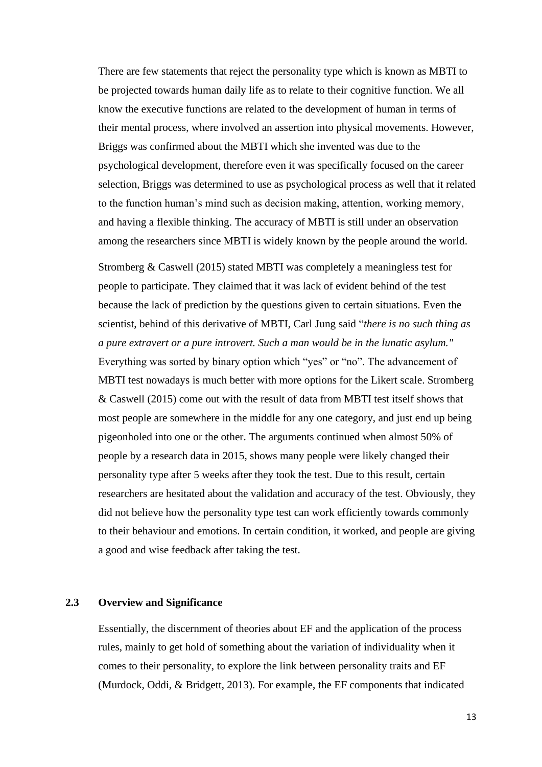There are few statements that reject the personality type which is known as MBTI to be projected towards human daily life as to relate to their cognitive function. We all know the executive functions are related to the development of human in terms of their mental process, where involved an assertion into physical movements. However, Briggs was confirmed about the MBTI which she invented was due to the psychological development, therefore even it was specifically focused on the career selection, Briggs was determined to use as psychological process as well that it related to the function human's mind such as decision making, attention, working memory, and having a flexible thinking. The accuracy of MBTI is still under an observation among the researchers since MBTI is widely known by the people around the world.

Stromberg & Caswell (2015) stated MBTI was completely a meaningless test for people to participate. They claimed that it was lack of evident behind of the test because the lack of prediction by the questions given to certain situations. Even the scientist, behind of this derivative of MBTI, Carl Jung said "*there is no such thing as a pure extravert or a pure introvert. Such a man would be in the lunatic asylum."* Everything was sorted by binary option which "yes" or "no". The advancement of MBTI test nowadays is much better with more options for the Likert scale. Stromberg & Caswell (2015) come out with the result of data from MBTI test itself shows that most people are somewhere in the middle for any one category, and just end up being pigeonholed into one or the other. The arguments continued when almost 50% of people by a research data in 2015, shows many people were likely changed their personality type after 5 weeks after they took the test. Due to this result, certain researchers are hesitated about the validation and accuracy of the test. Obviously, they did not believe how the personality type test can work efficiently towards commonly to their behaviour and emotions. In certain condition, it worked, and people are giving a good and wise feedback after taking the test.

## 2.3 Overview and Significance

Essentially, the discernment of theories about EF and the application of the process rules, mainly to get hold of something about the variation of individuality when it comes to their personality, to explore the link between personality traits and EF (Murdock, Oddi, & Bridgett, 2013). For example, the EF components that indicated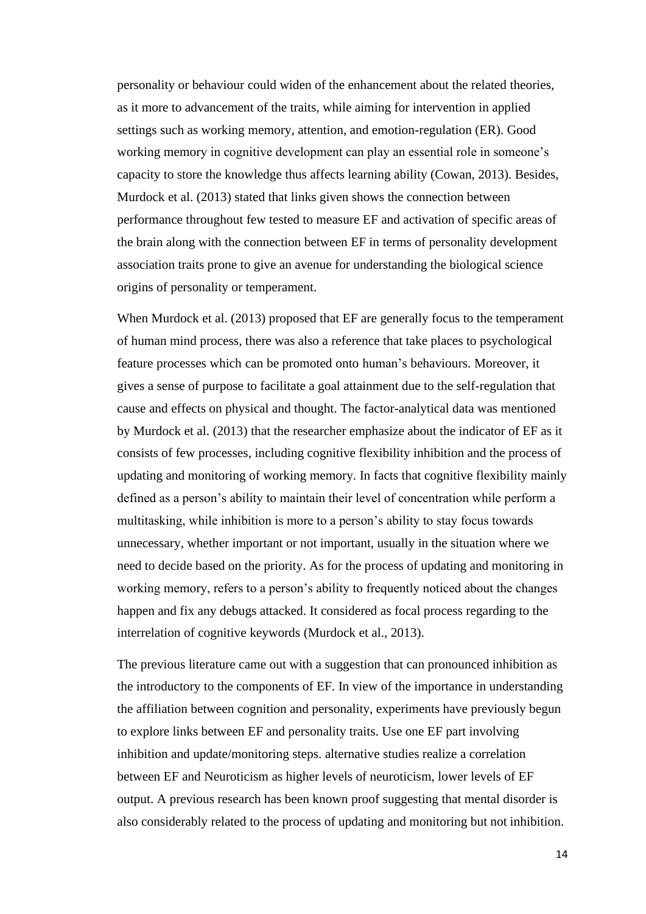personality or behaviour could widen of the enhancement about the related theories, as it more to advancement of the traits, while aiming for intervention in applied settings such as working memory, attention, and emotion-regulation (ER). Good working memory in cognitive development can play an essential role in someone's capacity to store the knowledge thus affects learning ability (Cowan, 2013). Besides, Murdock et al. (2013) stated that links given shows the connection between performance throughout few tested to measure EF and activation of specific areas of the brain along with the connection between EF in terms of personality development association traits prone to give an avenue for understanding the biological science origins of personality or temperament.

When Murdock et al. (2013) proposed that EF are generally focus to the temperament of human mind process, there was also a reference that take places to psychological feature processes which can be promoted onto human's behaviours. Moreover, it gives a sense of purpose to facilitate a goal attainment due to the self-regulation that cause and effects on physical and thought. The factor-analytical data was mentioned by Murdock et al. (2013) that the researcher emphasize about the indicator of EF as it consists of few processes, including cognitive flexibility inhibition and the process of updating and monitoring of working memory. In facts that cognitive flexibility mainly defined as a person's ability to maintain their level of concentration while perform a multitasking, while inhibition is more to a person's ability to stay focus towards unnecessary, whether important or not important, usually in the situation where we need to decide based on the priority. As for the process of updating and monitoring in working memory, refers to a person's ability to frequently noticed about the changes happen and fix any debugs attacked. It considered as focal process regarding to the interrelation of cognitive keywords (Murdock et al., 2013).

The previous literature came out with a suggestion that can pronounced inhibition as the introductory to the components of EF. In view of the importance in understanding the affiliation between cognition and personality, experiments have previously begun to explore links between EF and personality traits. Use one EF part involving inhibition and update/monitoring steps. alternative studies realize a correlation between EF and Neuroticism as higher levels of neuroticism, lower levels of EF output. A previous research has been known proof suggesting that mental disorder is also considerably related to the process of updating and monitoring but not inhibition.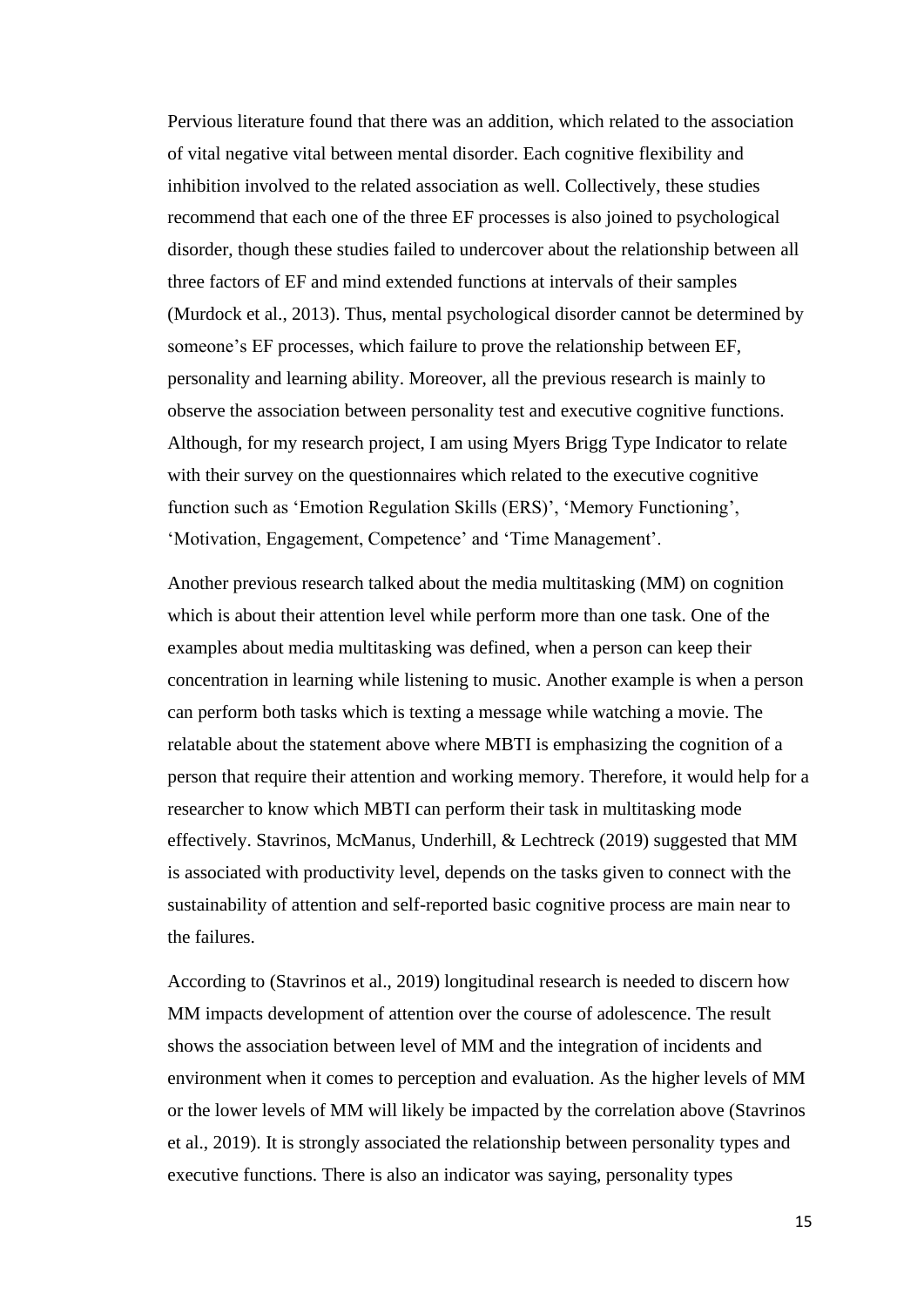Pervious literature found that there was an addition, which related to the association of vital negative vital between mental disorder. Each cognitive flexibility and inhibition involved to the related association as well. Collectively, these studies recommend that each one of the three EF processes is also joined to psychological disorder, though these studies failed to undercover about the relationship between all three factors of EF and mind extended functions at intervals of their samples (Murdock et al., 2013). Thus, mental psychological disorder cannot be determined by someone's EF processes, which failure to prove the relationship between EF, personality and learning ability. Moreover, all the previous research is mainly to observe the association between personality test and executive cognitive functions. Although, for my research project, I am using Myers Brigg Type Indicator to relate with their survey on the questionnaires which related to the executive cognitive function such as 'Emotion Regulation Skills (ERS)', 'Memory Functioning', 'Motivation, Engagement, Competence' and 'Time Management'.

Another previous research talked about the media multitasking (MM) on cognition which is about their attention level while perform more than one task. One of the examples about media multitasking was defined, when a person can keep their concentration in learning while listening to music. Another example is when a person can perform both tasks which is texting a message while watching a movie. The relatable about the statement above where MBTI is emphasizing the cognition of a person that require their attention and working memory. Therefore, it would help for a researcher to know which MBTI can perform their task in multitasking mode effectively. Stavrinos, McManus, Underhill, & Lechtreck (2019) suggested that MM is associated with productivity level, depends on the tasks given to connect with the sustainability of attention and self-reported basic cognitive process are main near to the failures.

According to (Stavrinos et al., 2019) longitudinal research is needed to discern how MM impacts development of attention over the course of adolescence. The result shows the association between level of MM and the integration of incidents and environment when it comes to perception and evaluation. As the higher levels of MM or the lower levels of MM will likely be impacted by the correlation above (Stavrinos et al., 2019). It is strongly associated the relationship between personality types and executive functions. There is also an indicator was saying, personality types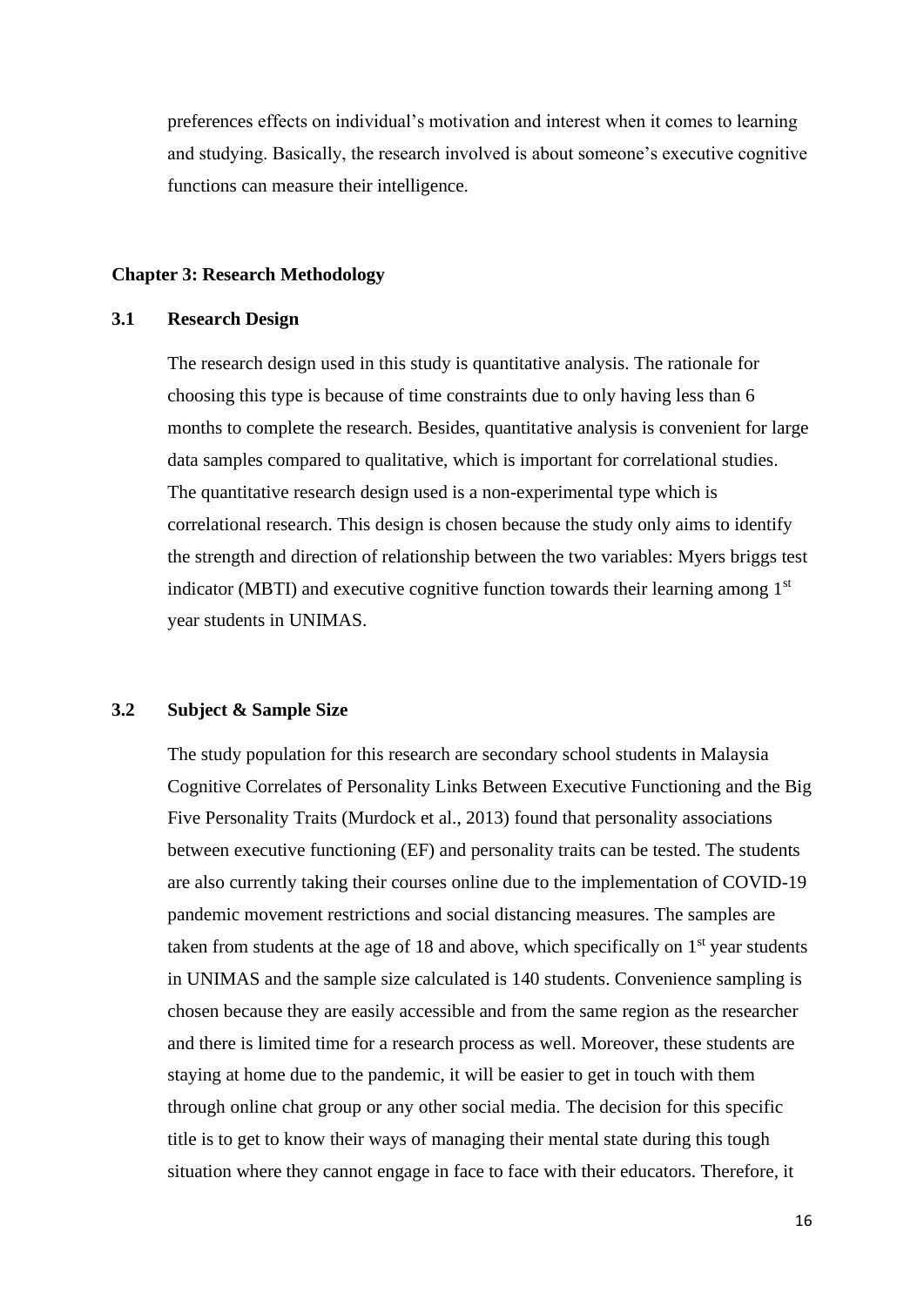preferences effects on individual's motivation and interest when it comes to learning and studying. Basically, the research involved is about someone's executive cognitive functions can measure their intelligence.

## Chapter 3: Research Methodology

### 3.1 Research Design

The research design used in this study is quantitative analysis. The rationale for choosing this type is because of time constraints due to only having less than 6 months to complete the research. Besides, quantitative analysis is convenient for large data samples compared to qualitative, which is important for correlational studies. The quantitative research design used is a non-experimental type which is correlational research. This design is chosen because the study only aims to identify the strength and direction of relationship between the two variables: Myers briggs test indicator (MBTI) and executive cognitive function towards their learning among 1st year students in UNIMAS.

### 3.2 Subject & Sample Size

The study population for this research are secondary school students in Malaysia Cognitive Correlates of Personality Links Between Executive Functioning and the Big Five Personality Traits (Murdock et al., 2013) found that personality associations between executive functioning (EF) and personality traits can be tested. The students are also currently taking their courses online due to the implementation of COVID-19 pandemic movement restrictions and social distancing measures. The samples are taken from students at the age of 18 and above, which specifically on 1st year students in UNIMAS and the sample size calculated is 140 students. Convenience sampling is chosen because they are easily accessible and from the same region as the researcher and there is limited time for a research process as well. Moreover, these students are staying at home due to the pandemic, it will be easier to get in touch with them through online chat group or any other social media. The decision for this specific title is to get to know their ways of managing their mental state during this tough situation where they cannot engage in face to face with their educators. Therefore, it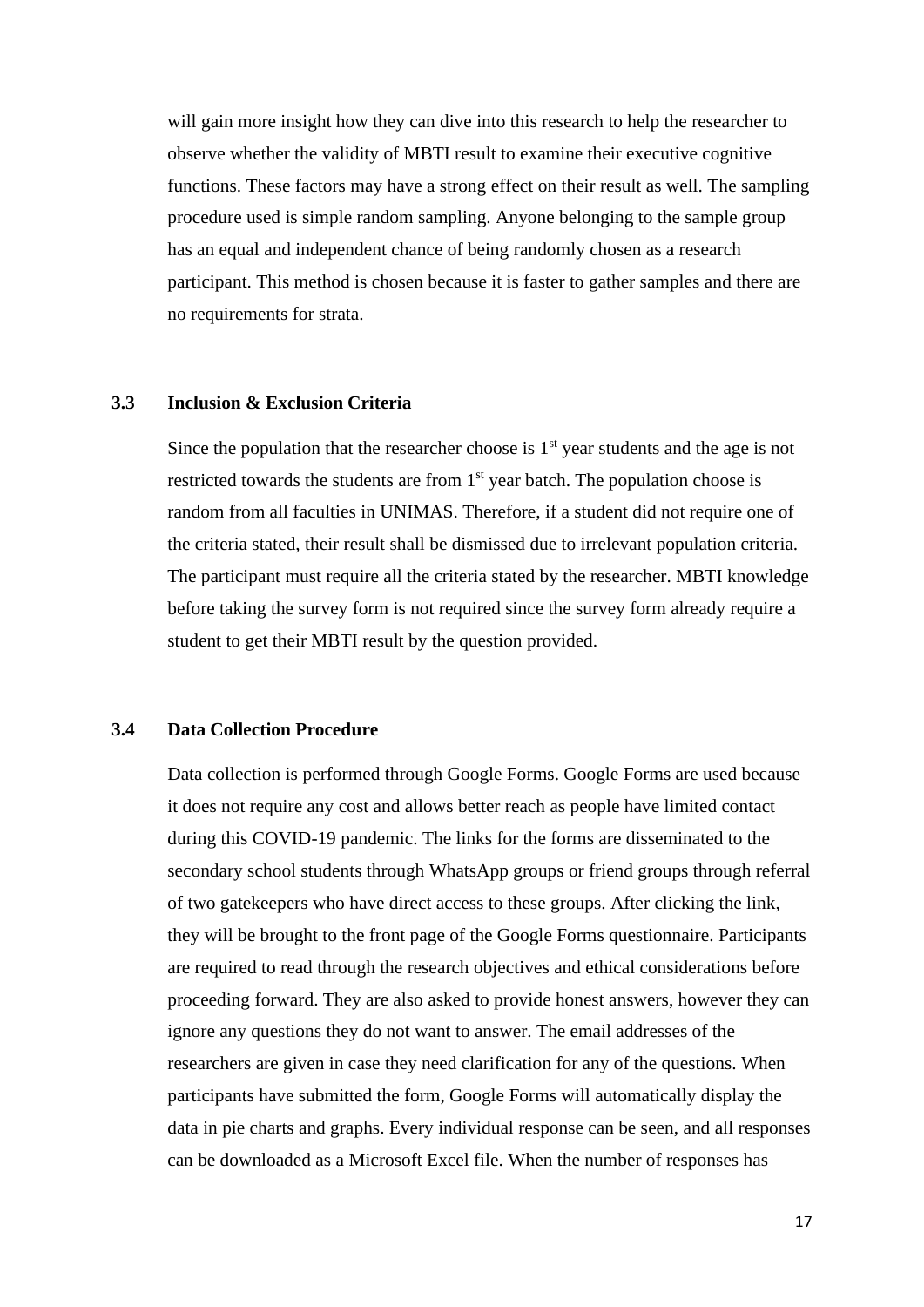will gain more insight how they can dive into this research to help the researcher to observe whether the validity of MBTI result to examine their executive cognitive functions. These factors may have a strong effect on their result as well. The sampling procedure used is simple random sampling. Anyone belonging to the sample group has an equal and independent chance of being randomly chosen as a research participant. This method is chosen because it is faster to gather samples and there are no requirements for strata.

### 3.3 Inclusion & Exclusion Criteria

Since the population that the researcher choose is 1st year students and the age is not restricted towards the students are from 1st year batch. The population choose is random from all faculties in UNIMAS. Therefore, if a student did not require one of the criteria stated, their result shall be dismissed due to irrelevant population criteria. The participant must require all the criteria stated by the researcher. MBTI knowledge before taking the survey form is not required since the survey form already require a student to get their MBTI result by the question provided.

### 3.4 Data Collection Procedure

Data collection is performed through Google Forms. Google Forms are used because it does not require any cost and allows better reach as people have limited contact during this COVID-19 pandemic. The links for the forms are disseminated to the secondary school students through WhatsApp groups or friend groups through referral of two gatekeepers who have direct access to these groups. After clicking the link, they will be brought to the front page of the Google Forms questionnaire. Participants are required to read through the research objectives and ethical considerations before proceeding forward. They are also asked to provide honest answers, however they can ignore any questions they do not want to answer. The email addresses of the researchers are given in case they need clarification for any of the questions. When participants have submitted the form, Google Forms will automatically display the data in pie charts and graphs. Every individual response can be seen, and all responses can be downloaded as a Microsoft Excel file. When the number of responses has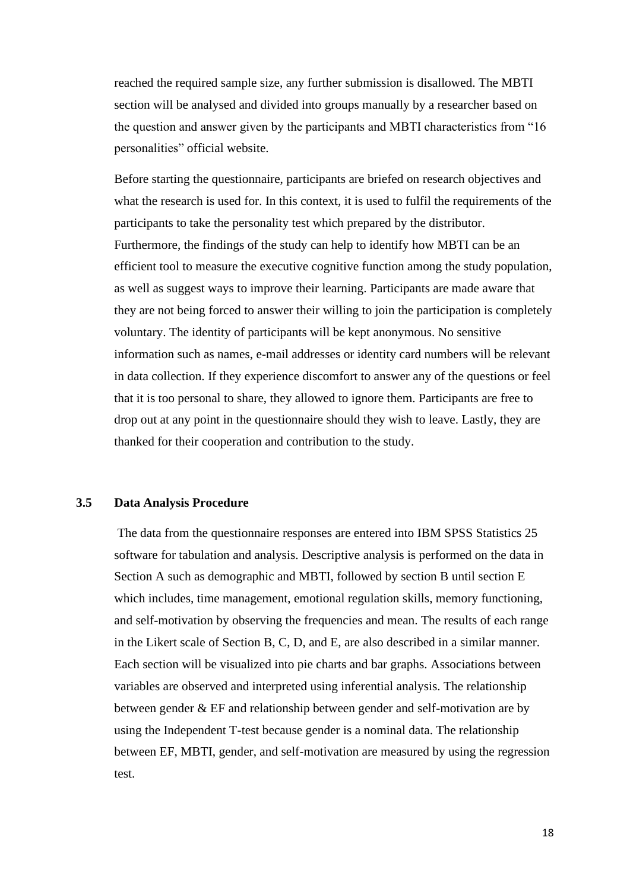reached the required sample size, any further submission is disallowed. The MBTI section will be analysed and divided into groups manually by a researcher based on the question and answer given by the participants and MBTI characteristics from "16 personalities" official website.

Before starting the questionnaire, participants are briefed on research objectives and what the research is used for. In this context, it is used to fulfil the requirements of the participants to take the personality test which prepared by the distributor. Furthermore, the findings of the study can help to identify how MBTI can be an efficient tool to measure the executive cognitive function among the study population, as well as suggest ways to improve their learning. Participants are made aware that they are not being forced to answer their willing to join the participation is completely voluntary. The identity of participants will be kept anonymous. No sensitive information such as names, e-mail addresses or identity card numbers will be relevant in data collection. If they experience discomfort to answer any of the questions or feel that it is too personal to share, they allowed to ignore them. Participants are free to drop out at any point in the questionnaire should they wish to leave. Lastly, they are thanked for their cooperation and contribution to the study.

### 3.5 Data Analysis Procedure

The data from the questionnaire responses are entered into IBM SPSS Statistics 25 software for tabulation and analysis. Descriptive analysis is performed on the data in Section A such as demographic and MBTI, followed by section B until section E which includes, time management, emotional regulation skills, memory functioning, and self-motivation by observing the frequencies and mean. The results of each range in the Likert scale of Section B, C, D, and E, are also described in a similar manner. Each section will be visualized into pie charts and bar graphs. Associations between variables are observed and interpreted using inferential analysis. The relationship between gender & EF and relationship between gender and self-motivation are by using the Independent T-test because gender is a nominal data. The relationship between EF, MBTI, gender, and self-motivation are measured by using the regression test.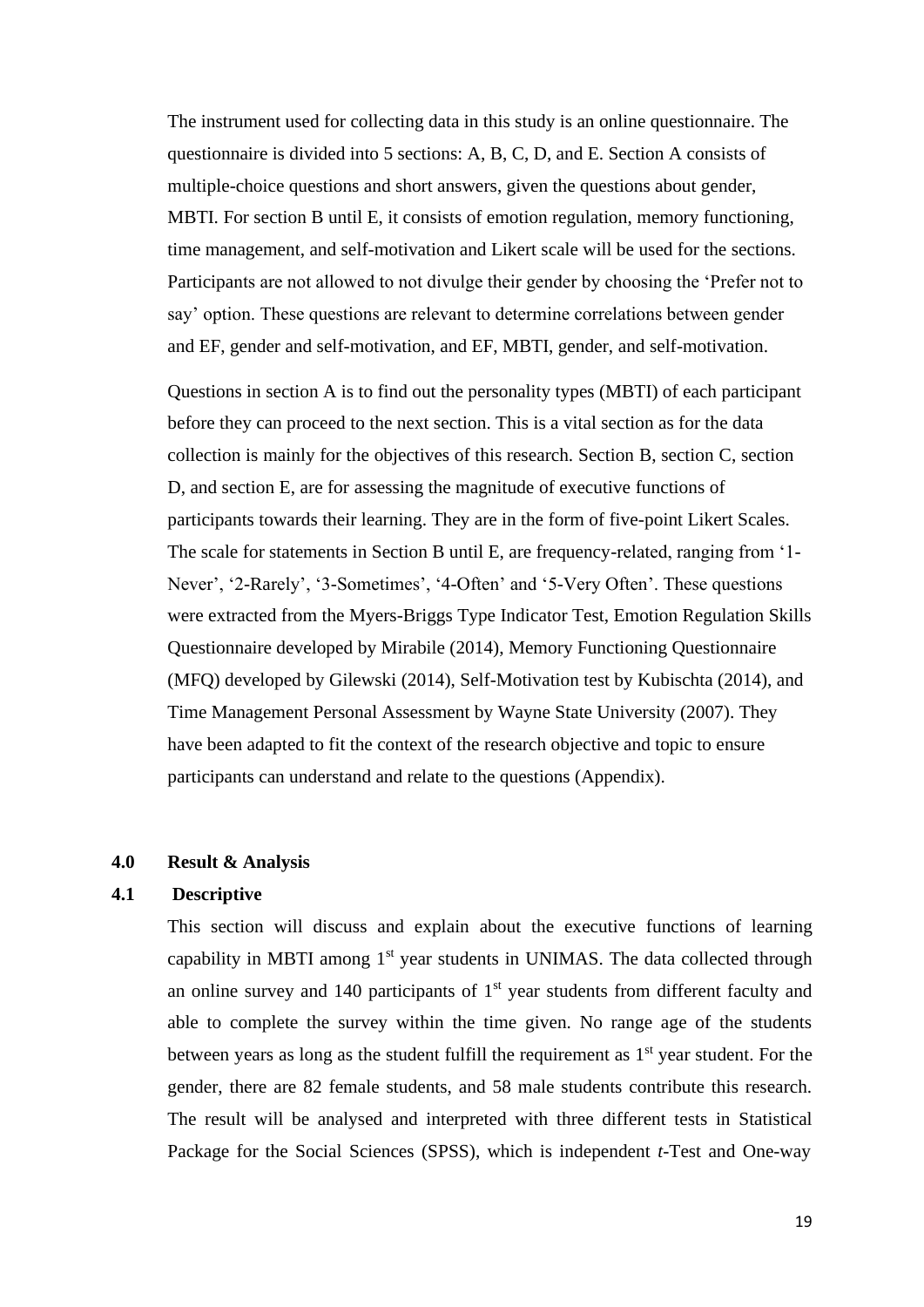The instrument used for collecting data in this study is an online questionnaire. The questionnaire is divided into 5 sections: A, B, C, D, and E. Section A consists of multiple-choice questions and short answers, given the questions about gender, MBTI. For section B until E, it consists of emotion regulation, memory functioning, time management, and self-motivation and Likert scale will be used for the sections. Participants are not allowed to not divulge their gender by choosing the 'Prefer not to say' option. These questions are relevant to determine correlations between gender and EF, gender and self-motivation, and EF, MBTI, gender, and self-motivation.

Questions in section A is to find out the personality types (MBTI) of each participant before they can proceed to the next section. This is a vital section as for the data collection is mainly for the objectives of this research. Section B, section C, section D, and section E, are for assessing the magnitude of executive functions of participants towards their learning. They are in the form of five-point Likert Scales. The scale for statements in Section B until E, are frequency-related, ranging from '1-Never', '2-Rarely', '3-Sometimes', '4-Often' and '5-Very Often'. These questions were extracted from the Myers-Briggs Type Indicator Test, Emotion Regulation Skills Questionnaire developed by Mirabile (2014), Memory Functioning Questionnaire (MFQ) developed by Gilewski (2014), Self-Motivation test by Kubischta (2014), and Time Management Personal Assessment by Wayne State University (2007). They have been adapted to fit the context of the research objective and topic to ensure participants can understand and relate to the questions (Appendix).

## 4.0 Result & Analysis

### 4.1 Descriptive

This section will discuss and explain about the executive functions of learning capability in MBTI among 1st year students in UNIMAS. The data collected through an online survey and 140 participants of 1st year students from different faculty and able to complete the survey within the time given. No range age of the students between years as long as the student fulfill the requirement as 1st year student. For the gender, there are 82 female students, and 58 male students contribute this research. The result will be analysed and interpreted with three different tests in Statistical Package for the Social Sciences (SPSS), which is independent *t*-Test and One-way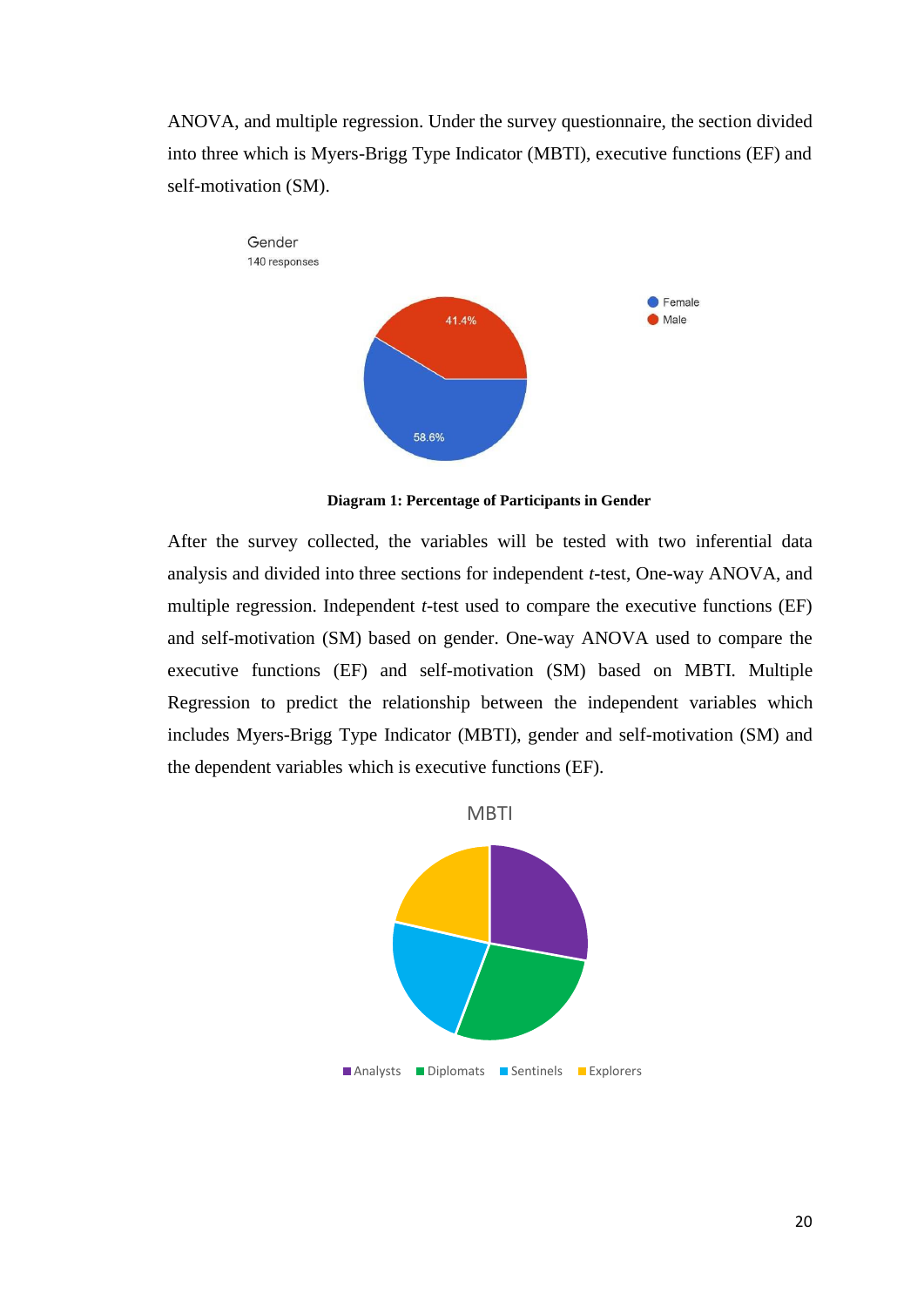ANOVA, and multiple regression. Under the survey questionnaire, the section divided into three which is Myers-Brigg Type Indicator (MBTI), executive functions (EF) and self-motivation (SM).

**Diagram 1: Percentage of Participants in Gender**

After the survey collected, the variables will be tested with two inferential data analysis and divided into three sections for independent *t*-test, One-way ANOVA, and multiple regression. Independent *t*-test used to compare the executive functions (EF) and self-motivation (SM) based on gender. One-way ANOVA used to compare the executive functions (EF) and self-motivation (SM) based on MBTI. Multiple Regression to predict the relationship between the independent variables which includes Myers-Brigg Type Indicator (MBTI), gender and self-motivation (SM) and the dependent variables which is executive functions (EF).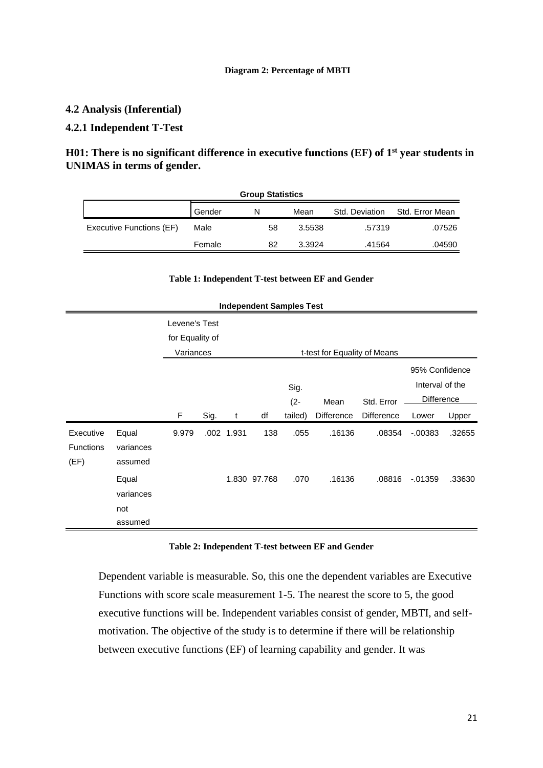**Diagram 2: Percentage of MBTI**

### 4.2 Analysis (Inferential)

### 4.2.1 Independent T-Test

**H01: There is no significant difference in executive functions (EF) of 1st year students in UNIMAS in terms of gender.**

**Group Statistics**

| | Gender | N | Mean | Std. Deviation | Std. Error Mean |
|---|---|---|---|---|---|
| Executive Functions (EF) | Male | 58 | 3.5538 | .57319 | .07526 |
| | Female | 82 | 3.3924 | .41564 | .04590 |

**Table 1: Independent T-test between EF and Gender**

**Independent Samples Test**

| | | Levene's Test for Equality of Variances | | t-test for Equality of Means | | | | | | |
|---|---|---|---|---|---|---|---|---|---|---|
| | | | | | | | | | 95% Confidence Interval of the Difference | |
| | | F | Sig. | t | df | Sig. (2-tailed) | Mean Difference | Std. Error Difference | Lower | Upper |
| Executive Functions (EF) | Equal variances assumed | 9.979 | .002 | 1.931 | 138 | .055 | .16136 | .08354 | -.00383 | .32655 |
| | Equal variances not assumed | | | 1.830 | 97.768 | .070 | .16136 | .08816 | -.01359 | .33630 |

**Table 2: Independent T-test between EF and Gender**

Dependent variable is measurable. So, this one the dependent variables are Executive Functions with score scale measurement 1-5. The nearest the score to 5, the good executive functions will be. Independent variables consist of gender, MBTI, and self-motivation. The objective of the study is to determine if there will be relationship between executive functions (EF) of learning capability and gender. It was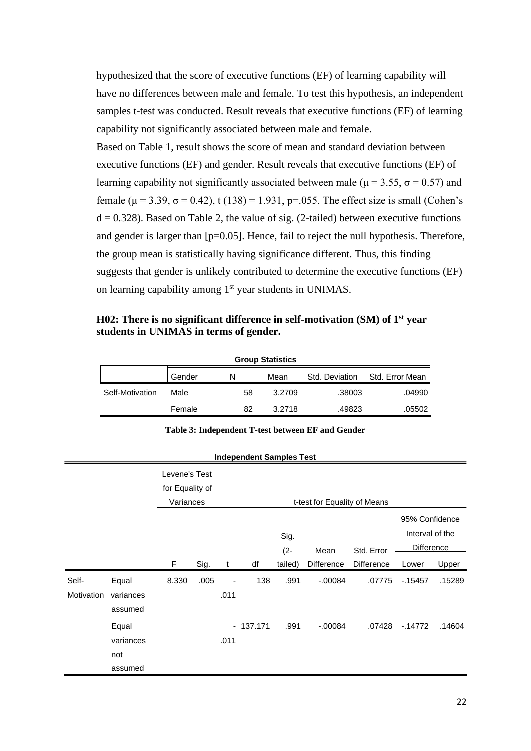hypothesized that the score of executive functions (EF) of learning capability will have no differences between male and female. To test this hypothesis, an independent samples t-test was conducted. Result reveals that executive functions (EF) of learning capability not significantly associated between male and female.

Based on Table 1, result shows the score of mean and standard deviation between executive functions (EF) and gender. Result reveals that executive functions (EF) of learning capability not significantly associated between male ($\mu = 3.55$, $\sigma = 0.57$) and female ($\mu = 3.39$, $\sigma = 0.42$), $t(138) = 1.931$, $p=.055$. The effect size is small (Cohen's $d = 0.328$). Based on Table 2, the value of sig. (2-tailed) between executive functions and gender is larger than [p=0.05]. Hence, fail to reject the null hypothesis. Therefore, the group mean is statistically having significance different. Thus, this finding suggests that gender is unlikely contributed to determine the executive functions (EF) on learning capability among 1st year students in UNIMAS.

**H02: There is no significant difference in self-motivation (SM) of 1st year students in UNIMAS in terms of gender.**

**Group Statistics**

| | Gender | N | Mean | Std. Deviation | Std. Error Mean |
|---|---|---|---|---|---|
| Self-Motivation | Male | 58 | 3.2709 | .38003 | .04990 |
| | Female | 82 | 3.2718 | .49823 | .05502 |

**Table 3: Independent T-test between EF and Gender**

**Independent Samples Test**

| | | Levene's Test for Equality of Variances | | t-test for Equality of Means | | | | | | |
|---|---|---|---|---|---|---|---|---|---|---|
| | | | | | | | | | 95% Confidence Interval of the Difference | |
| | | F | Sig. | t | df | Sig. (2-tailed) | Mean Difference | Std. Error Difference | Lower | Upper |
| Self-Motivation | Equal variances assumed | 8.330 | .005 | -.011 | 138 | .991 | -.00084 | .07775 | -.15457 | .15289 |
| | Equal variances not assumed | | | -.011 | 137.171 | .991 | -.00084 | .07428 | -.14772 | .14604 |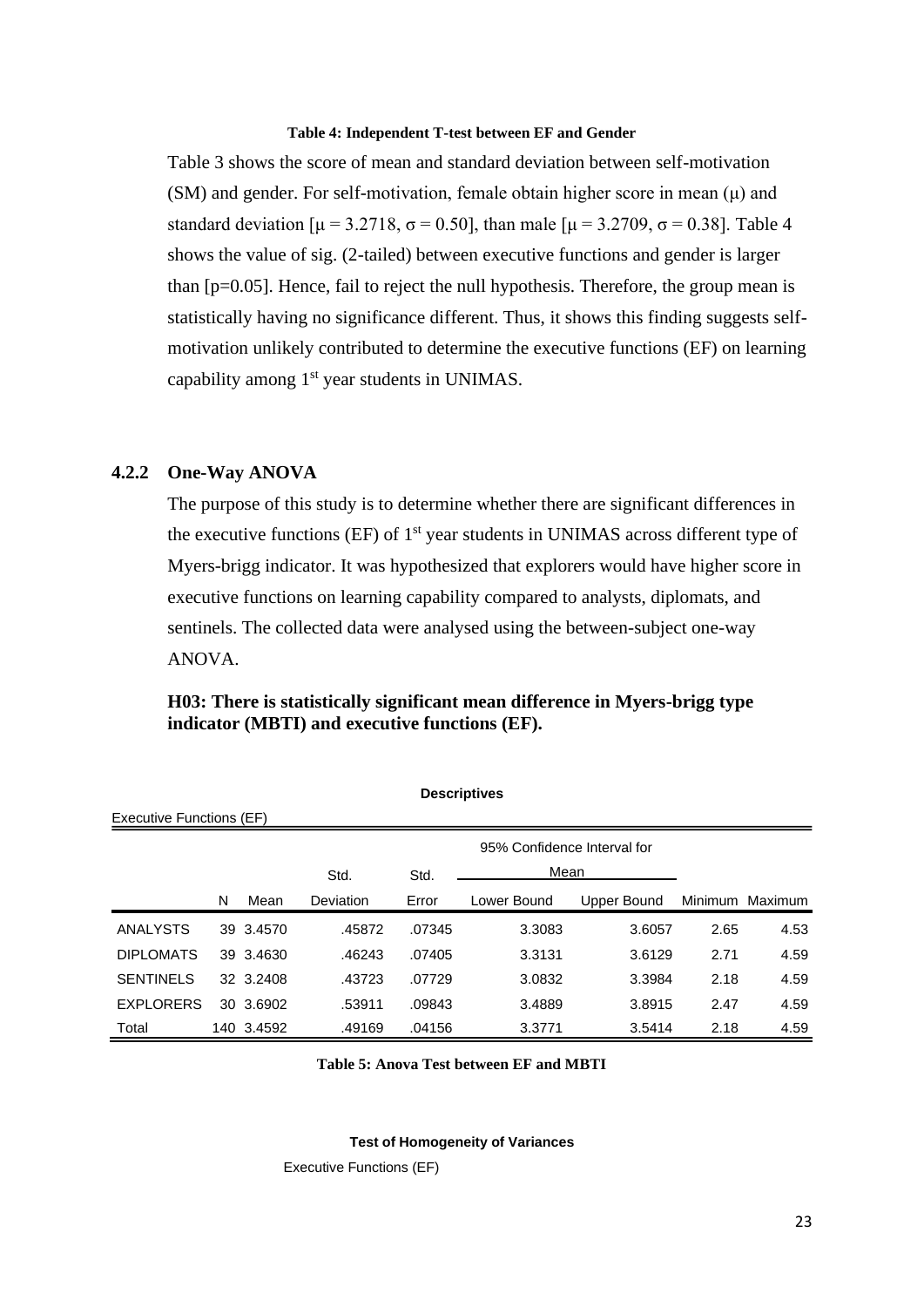**Table 4: Independent T-test between EF and Gender**

Table 3 shows the score of mean and standard deviation between self-motivation (SM) and gender. For self-motivation, female obtain higher score in mean (μ) and standard deviation [$\mu = 3.2718$, $\sigma = 0.50$], than male [$\mu = 3.2709$, $\sigma = 0.38$]. Table 4 shows the value of sig. (2-tailed) between executive functions and gender is larger than [p=0.05]. Hence, fail to reject the null hypothesis. Therefore, the group mean is statistically having no significance different. Thus, it shows this finding suggests self-motivation unlikely contributed to determine the executive functions (EF) on learning capability among 1st year students in UNIMAS.

### 4.2.2 One-Way ANOVA

The purpose of this study is to determine whether there are significant differences in the executive functions (EF) of 1st year students in UNIMAS across different type of Myers-brigg indicator. It was hypothesized that explorers would have higher score in executive functions on learning capability compared to analysts, diplomats, and sentinels. The collected data were analysed using the between-subject one-way ANOVA.

**H03: There is statistically significant mean difference in Myers-brigg type indicator (MBTI) and executive functions (EF).**

**Descriptives**

Executive Functions (EF)

| | N | Mean | Std. Deviation | Std. Error | 95% Confidence Interval for Mean | | Minimum | Maximum |
|---|---|---|---|---|---|---|---|---|
| | | | | | Lower Bound | Upper Bound | | |
| ANALYSTS | 39 | 3.4570 | .45872 | .07345 | 3.3083 | 3.6057 | 2.65 | 4.53 |
| DIPLOMATS | 39 | 3.4630 | .46243 | .07405 | 3.3131 | 3.6129 | 2.71 | 4.59 |
| SENTINELS | 32 | 3.2408 | .43723 | .07729 | 3.0832 | 3.3984 | 2.18 | 4.59 |
| EXPLORERS | 30 | 3.6902 | .53911 | .09843 | 3.4889 | 3.8915 | 2.47 | 4.59 |
| Total | 140 | 3.4592 | .49169 | .04156 | 3.3771 | 3.5414 | 2.18 | 4.59 |

**Table 5: Anova Test between EF and MBTI**

**Test of Homogeneity of Variances**

Executive Functions (EF)